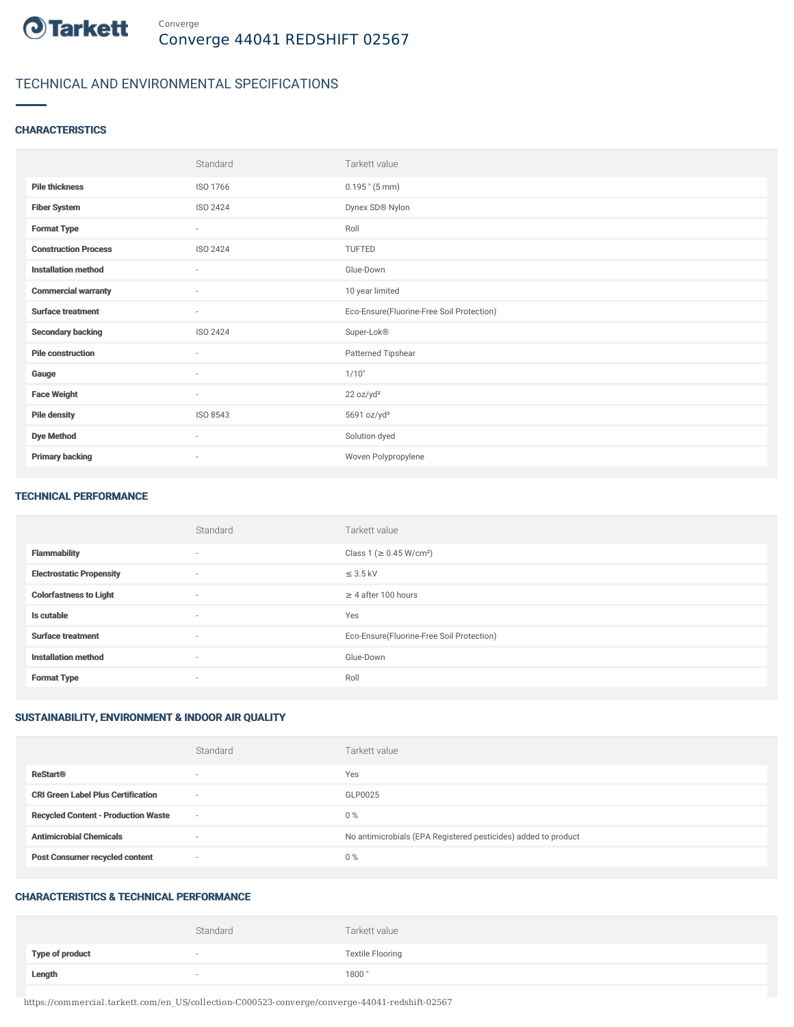Converge

# Converge 44041 REDSHIFT 02567

## TECHNICAL AND ENVIRONMENTAL SPECIFICATIONS

### CHARACTERISTICS

| | Standard | Tarkett value |
|---|---|---|
| **Pile thickness** | ISO 1766 | 0.195 " (5 mm) |
| **Fiber System** | ISO 2424 | Dynex SD® Nylon |
| **Format Type** | - | Roll |
| **Construction Process** | ISO 2424 | TUFTED |
| **Installation method** | - | Glue-Down |
| **Commercial warranty** | - | 10 year limited |
| **Surface treatment** | - | Eco-Ensure(Fluorine-Free Soil Protection) |
| **Secondary backing** | ISO 2424 | Super-Lok® |
| **Pile construction** | - | Patterned Tipshear |
| **Gauge** | - | 1/10" |
| **Face Weight** | - | 22 oz/yd² |
| **Pile density** | ISO 8543 | 5691 oz/yd³ |
| **Dye Method** | - | Solution dyed |
| **Primary backing** | - | Woven Polypropylene |

### TECHNICAL PERFORMANCE

| | Standard | Tarkett value |
|---|---|---|
| **Flammability** | - | Class 1 (≥ 0.45 W/cm²) |
| **Electrostatic Propensity** | - | ≤ 3.5 kV |
| **Colorfastness to Light** | - | ≥ 4 after 100 hours |
| **Is cutable** | - | Yes |
| **Surface treatment** | - | Eco-Ensure(Fluorine-Free Soil Protection) |
| **Installation method** | - | Glue-Down |
| **Format Type** | - | Roll |

### SUSTAINABILITY, ENVIRONMENT & INDOOR AIR QUALITY

| | Standard | Tarkett value |
|---|---|---|
| **ReStart®** | - | Yes |
| **CRI Green Label Plus Certification** | - | GLP0025 |
| **Recycled Content - Production Waste** | - | 0 % |
| **Antimicrobial Chemicals** | - | No antimicrobials (EPA Registered pesticides) added to product |
| **Post Consumer recycled content** | - | 0 % |

### CHARACTERISTICS & TECHNICAL PERFORMANCE

| | Standard | Tarkett value |
|---|---|---|
| **Type of product** | - | Textile Flooring |
| **Length** | - | 1800 " |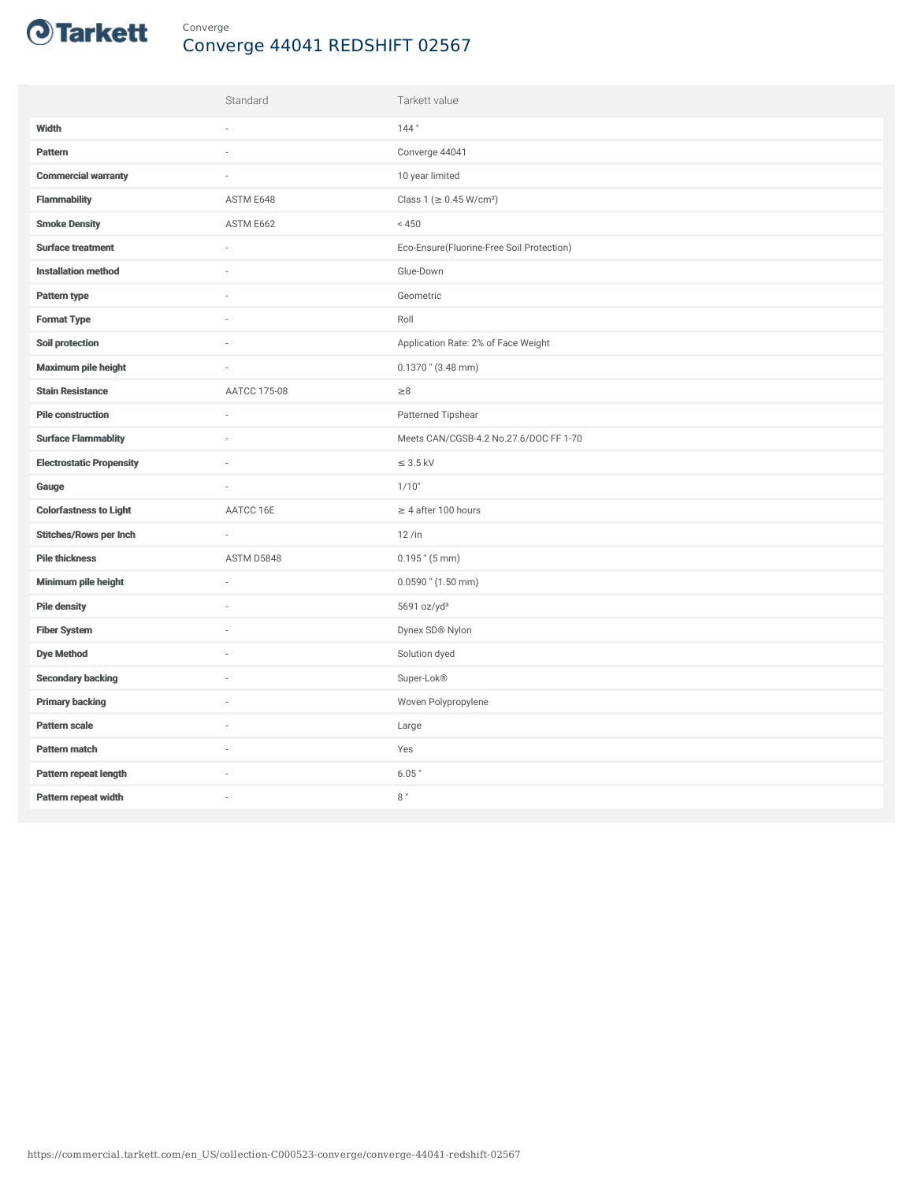Converge

# Converge 44041 REDSHIFT 02567

| | Standard | Tarkett value |
|---|---|---|
| **Width** | - | 144 " |
| **Pattern** | - | Converge 44041 |
| **Commercial warranty** | - | 10 year limited |
| **Flammability** | ASTM E648 | Class 1 (≥ 0.45 W/cm²) |
| **Smoke Density** | ASTM E662 | < 450 |
| **Surface treatment** | - | Eco-Ensure(Fluorine-Free Soil Protection) |
| **Installation method** | - | Glue-Down |
| **Pattern type** | - | Geometric |
| **Format Type** | - | Roll |
| **Soil protection** | - | Application Rate: 2% of Face Weight |
| **Maximum pile height** | - | 0.1370 " (3.48 mm) |
| **Stain Resistance** | AATCC 175-08 | ≥8 |
| **Pile construction** | - | Patterned Tipshear |
| **Surface Flammablity** | - | Meets CAN/CGSB-4.2 No.27.6/DOC FF 1-70 |
| **Electrostatic Propensity** | - | ≤ 3.5 kV |
| **Gauge** | - | 1/10" |
| **Colorfastness to Light** | AATCC 16E | ≥ 4 after 100 hours |
| **Stitches/Rows per Inch** | - | 12 /in |
| **Pile thickness** | ASTM D5848 | 0.195 " (5 mm) |
| **Minimum pile height** | - | 0.0590 " (1.50 mm) |
| **Pile density** | - | 5691 oz/yd³ |
| **Fiber System** | - | Dynex SD® Nylon |
| **Dye Method** | - | Solution dyed |
| **Secondary backing** | - | Super-Lok® |
| **Primary backing** | - | Woven Polypropylene |
| **Pattern scale** | - | Large |
| **Pattern match** | - | Yes |
| **Pattern repeat length** | - | 6.05 " |
| **Pattern repeat width** | - | 8 " |